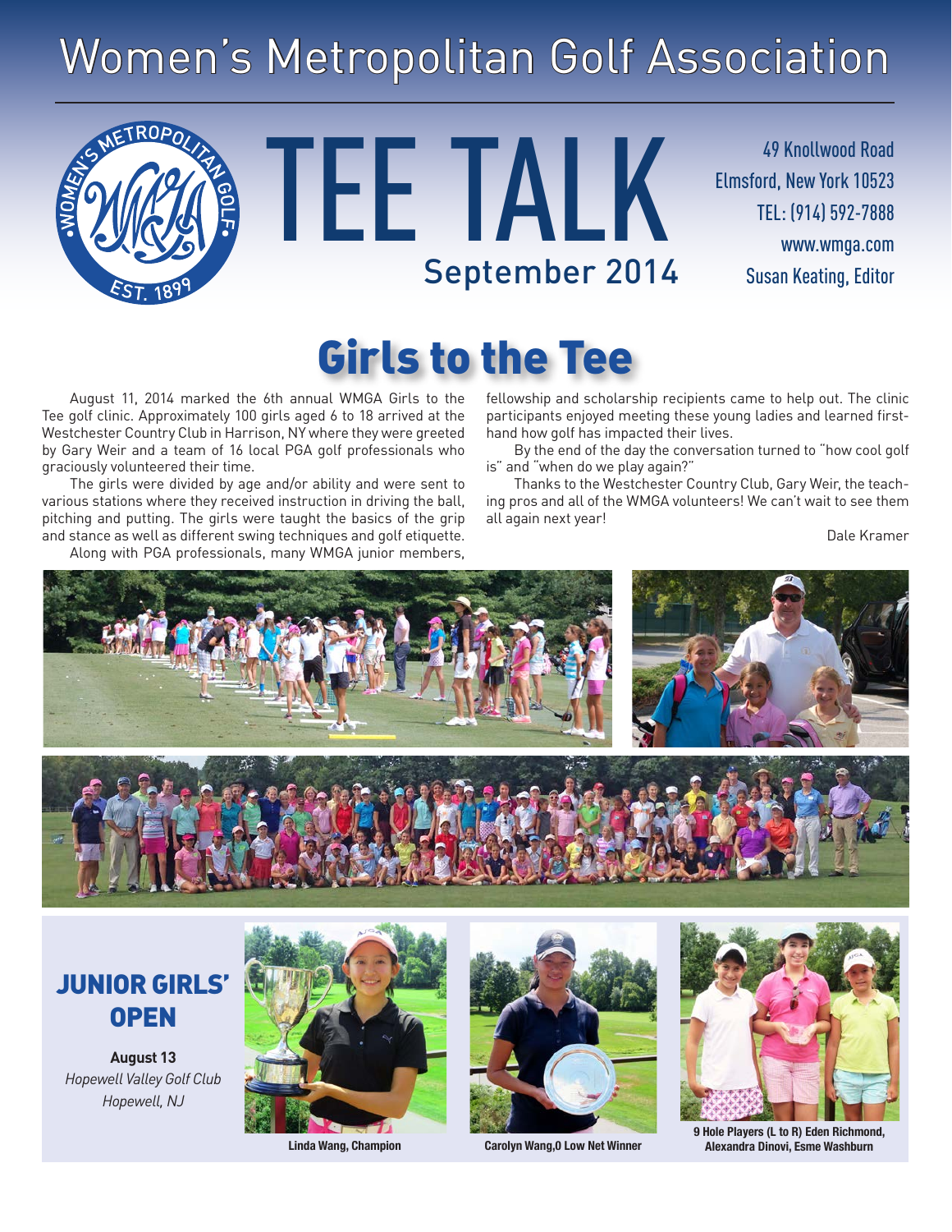# Women's Metropolitan Golf Association

# TEE TALK

September 2014

49 Knollwood Road
Elmsford, New York 10523
TEL: (914) 592-7888
www.wmga.com
Susan Keating, Editor

## Girls to the Tee

August 11, 2014 marked the 6th annual WMGA Girls to the Tee golf clinic. Approximately 100 girls aged 6 to 18 arrived at the Westchester Country Club in Harrison, NY where they were greeted by Gary Weir and a team of 16 local PGA golf professionals who graciously volunteered their time.

The girls were divided by age and/or ability and were sent to various stations where they received instruction in driving the ball, pitching and putting. The girls were taught the basics of the grip and stance as well as different swing techniques and golf etiquette.

Along with PGA professionals, many WMGA junior members, fellowship and scholarship recipients came to help out. The clinic participants enjoyed meeting these young ladies and learned first-hand how golf has impacted their lives.

By the end of the day the conversation turned to "how cool golf is" and "when do we play again?"

Thanks to the Westchester Country Club, Gary Weir, the teaching pros and all of the WMGA volunteers! We can't wait to see them all again next year!

Dale Kramer

## JUNIOR GIRLS' OPEN

**August 13**
*Hopewell Valley Golf Club*
*Hopewell, NJ*

Linda Wang, Champion

Carolyn Wang,0 Low Net Winner

9 Hole Players (L to R) Eden Richmond, Alexandra Dinovi, Esme Washburn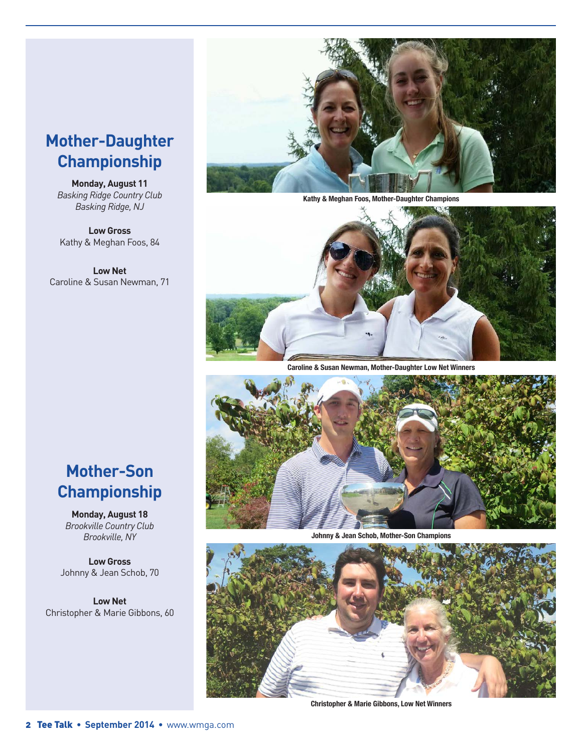## Mother-Daughter Championship

**Monday, August 11**
*Basking Ridge Country Club*
*Basking Ridge, NJ*

**Low Gross**
Kathy & Meghan Foos, 84

**Low Net**
Caroline & Susan Newman, 71

Kathy & Meghan Foos, Mother-Daughter Champions

Caroline & Susan Newman, Mother-Daughter Low Net Winners

## Mother-Son Championship

**Monday, August 18**
*Brookville Country Club*
*Brookville, NY*

**Low Gross**
Johnny & Jean Schob, 70

**Low Net**
Christopher & Marie Gibbons, 60

Johnny & Jean Schob, Mother-Son Champions

Christopher & Marie Gibbons, Low Net Winners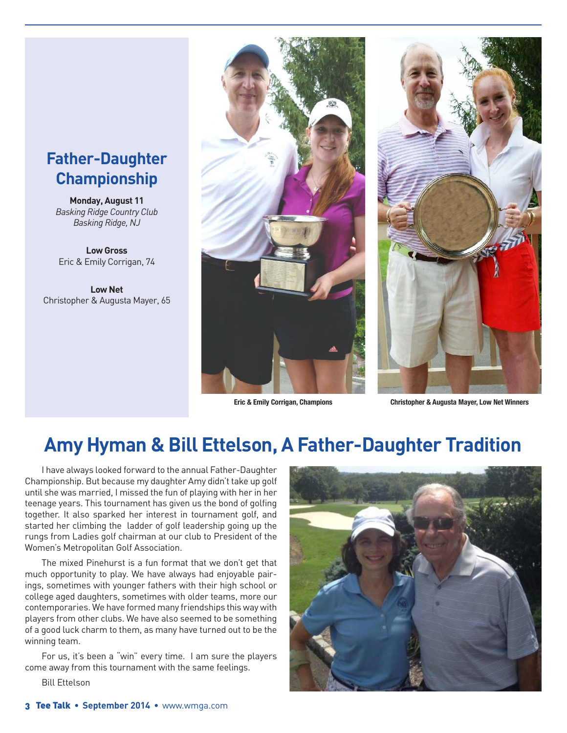## Father-Daughter Championship

**Monday, August 11**
*Basking Ridge Country Club*
*Basking Ridge, NJ*

**Low Gross**
Eric & Emily Corrigan, 74

**Low Net**
Christopher & Augusta Mayer, 65

**Eric & Emily Corrigan, Champions**

**Christopher & Augusta Mayer, Low Net Winners**

# Amy Hyman & Bill Ettelson, A Father-Daughter Tradition

I have always looked forward to the annual Father-Daughter Championship. But because my daughter Amy didn't take up golf until she was married, I missed the fun of playing with her in her teenage years. This tournament has given us the bond of golfing together. It also sparked her interest in tournament golf, and started her climbing the ladder of golf leadership going up the rungs from Ladies golf chairman at our club to President of the Women's Metropolitan Golf Association.

The mixed Pinehurst is a fun format that we don't get that much opportunity to play. We have always had enjoyable pairings, sometimes with younger fathers with their high school or college aged daughters, sometimes with older teams, more our contemporaries. We have formed many friendships this way with players from other clubs. We have also seemed to be something of a good luck charm to them, as many have turned out to be the winning team.

For us, it's been a "win" every time. I am sure the players come away from this tournament with the same feelings.

Bill Ettelson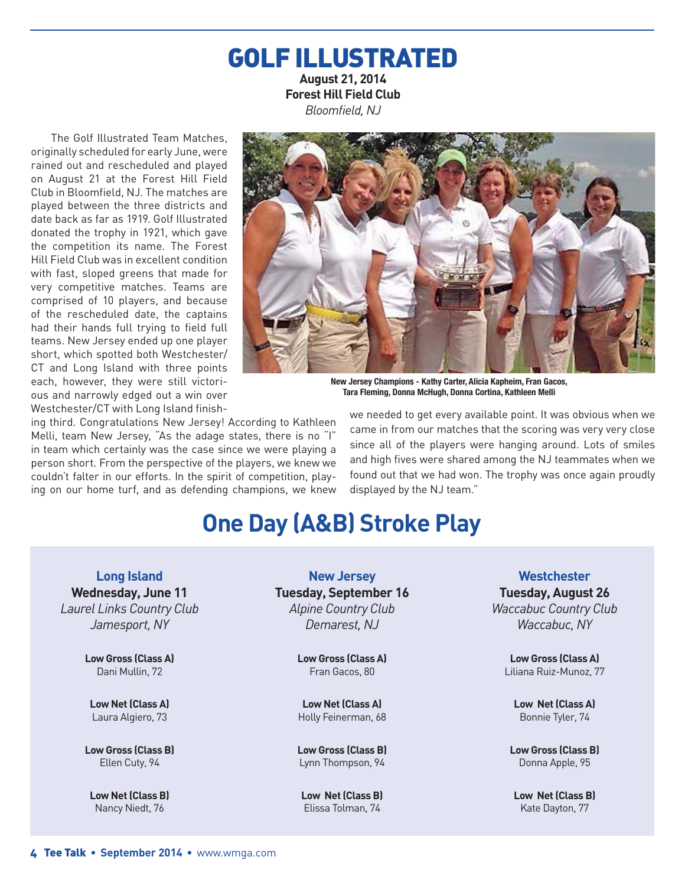# GOLF ILLUSTRATED

**August 21, 2014**
**Forest Hill Field Club**
*Bloomfield, NJ*

The Golf Illustrated Team Matches, originally scheduled for early June, were rained out and rescheduled and played on August 21 at the Forest Hill Field Club in Bloomfield, NJ. The matches are played between the three districts and date back as far as 1919. Golf Illustrated donated the trophy in 1921, which gave the competition its name. The Forest Hill Field Club was in excellent condition with fast, sloped greens that made for very competitive matches. Teams are comprised of 10 players, and because of the rescheduled date, the captains had their hands full trying to field full teams. New Jersey ended up one player short, which spotted both Westchester/CT and Long Island with three points each, however, they were still victorious and narrowly edged out a win over Westchester/CT with Long Island finishing third. Congratulations New Jersey! According to Kathleen Melli, team New Jersey, "As the adage states, there is no "I" in team which certainly was the case since we were playing a person short. From the perspective of the players, we knew we couldn't falter in our efforts. In the spirit of competition, playing on our home turf, and as defending champions, we knew we needed to get every available point. It was obvious when we came in from our matches that the scoring was very very close since all of the players were hanging around. Lots of smiles and high fives were shared among the NJ teammates when we found out that we had won. The trophy was once again proudly displayed by the NJ team."

**New Jersey Champions - Kathy Carter, Alicia Kapheim, Fran Gacos, Tara Fleming, Donna McHugh, Donna Cortina, Kathleen Melli**

# One Day (A&B) Stroke Play

### Long Island
**Wednesday, June 11**
*Laurel Links Country Club*
*Jamesport, NY*

**Low Gross (Class A)**
Dani Mullin, 72

**Low Net (Class A)**
Laura Algiero, 73

**Low Gross (Class B)**
Ellen Cuty, 94

**Low Net (Class B)**
Nancy Niedt, 76

### New Jersey
**Tuesday, September 16**
*Alpine Country Club*
*Demarest, NJ*

**Low Gross (Class A)**
Fran Gacos, 80

**Low Net (Class A)**
Holly Feinerman, 68

**Low Gross (Class B)**
Lynn Thompson, 94

**Low Net (Class B)**
Elissa Tolman, 74

### Westchester
**Tuesday, August 26**
*Waccabuc Country Club*
*Waccabuc, NY*

**Low Gross (Class A)**
Liliana Ruiz-Munoz, 77

**Low Net (Class A)**
Bonnie Tyler, 74

**Low Gross (Class B)**
Donna Apple, 95

**Low Net (Class B)**
Kate Dayton, 77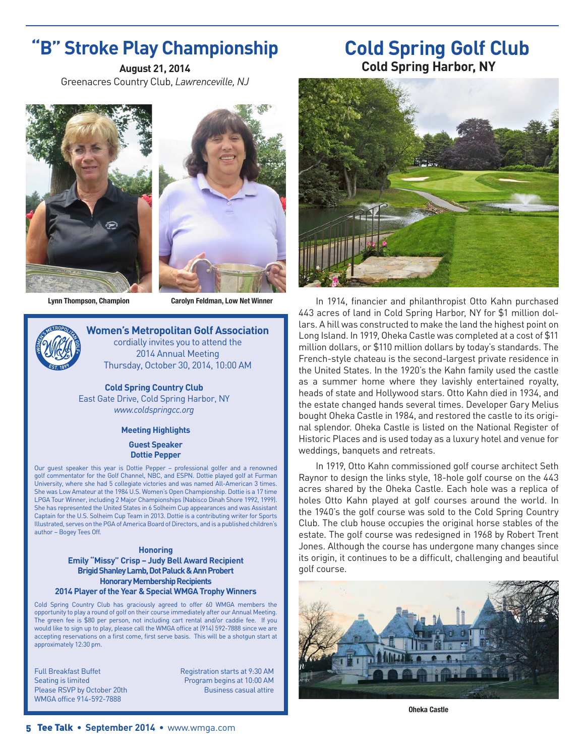# "B" Stroke Play Championship

**August 21, 2014**

Greenacres Country Club, *Lawrenceville, NJ*

**Lynn Thompson, Champion**

**Carolyn Feldman, Low Net Winner**

## Women's Metropolitan Golf Association

cordially invites you to attend the
2014 Annual Meeting
Thursday, October 30, 2014, 10:00 AM

**Cold Spring Country Club**
East Gate Drive, Cold Spring Harbor, NY
*www.coldspringcc.org*

**Meeting Highlights**

**Guest Speaker**
**Dottie Pepper**

Our guest speaker this year is Dottie Pepper – professional golfer and a renowned golf commentator for the Golf Channel, NBC, and ESPN. Dottie played golf at Furman University, where she had 5 collegiate victories and was named All-American 3 times. She was Low Amateur at the 1984 U.S. Women's Open Championship. Dottie is a 17 time LPGA Tour Winner, including 2 Major Championships (Nabisco Dinah Shore 1992, 1999). She has represented the United States in 6 Solheim Cup appearances and was Assistant Captain for the U.S. Solheim Cup Team in 2013. Dottie is a contributing writer for Sports Illustrated, serves on the PGA of America Board of Directors, and is a published children's author – Bogey Tees Off.

**Honoring**
**Emily "Missy" Crisp – Judy Bell Award Recipient**
**Brigid Shanley Lamb, Dot Paluck & Ann Probert**
**Honorary Membership Recipients**
**2014 Player of the Year & Special WMGA Trophy Winners**

Cold Spring Country Club has graciously agreed to offer 60 WMGA members the opportunity to play a round of golf on their course immediately after our Annual Meeting. The green fee is $80 per person, not including cart rental and/or caddie fee. If you would like to sign up to play, please call the WMGA office at (914) 592-7888 since we are accepting reservations on a first come, first serve basis. This will be a shotgun start at approximately 12:30 pm.

Full Breakfast Buffet
Seating is limited
Please RSVP by October 20th
WMGA office 914-592-7888

Registration starts at 9:30 AM
Program begins at 10:00 AM
Business casual attire

# Cold Spring Golf Club

## Cold Spring Harbor, NY

In 1914, financier and philanthropist Otto Kahn purchased 443 acres of land in Cold Spring Harbor, NY for $1 million dollars. A hill was constructed to make the land the highest point on Long Island. In 1919, Oheka Castle was completed at a cost of $11 million dollars, or $110 million dollars by today's standards. The French-style chateau is the second-largest private residence in the United States. In the 1920's the Kahn family used the castle as a summer home where they lavishly entertained royalty, heads of state and Hollywood stars. Otto Kahn died in 1934, and the estate changed hands several times. Developer Gary Melius bought Oheka Castle in 1984, and restored the castle to its original splendor. Oheka Castle is listed on the National Register of Historic Places and is used today as a luxury hotel and venue for weddings, banquets and retreats.

In 1919, Otto Kahn commissioned golf course architect Seth Raynor to design the links style, 18-hole golf course on the 443 acres shared by the Oheka Castle. Each hole was a replica of holes Otto Kahn played at golf courses around the world. In the 1940's the golf course was sold to the Cold Spring Country Club. The club house occupies the original horse stables of the estate. The golf course was redesigned in 1968 by Robert Trent Jones. Although the course has undergone many changes since its origin, it continues to be a difficult, challenging and beautiful golf course.

**Oheka Castle**